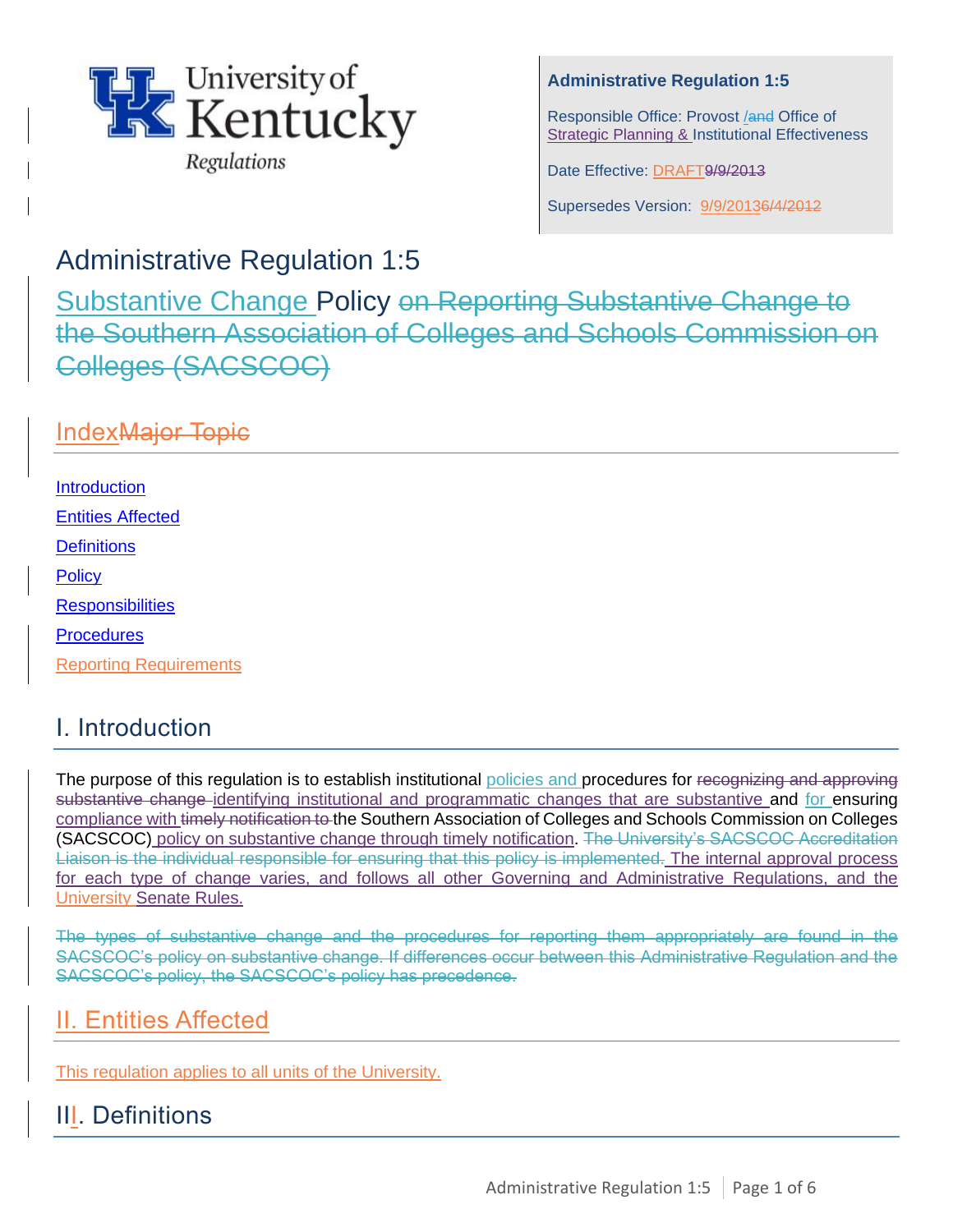University of Kentucky Regulations

**Administrative Regulation 1:5**

Responsible Office: Provost /and Office of Strategic Planning & Institutional Effectiveness

Date Effective: DRAFT9/9/2013

Supersedes Version: 9/9/20136/4/2012

# Administrative Regulation 1:5

## Substantive Change Policy ~~on Reporting Substantive Change to the Southern Association of Colleges and Schools Commission on Colleges (SACSCOC)~~

## Index~~Major Topic~~

Introduction

Entities Affected

Definitions

Policy

Responsibilities

Procedures

Reporting Requirements

## I. Introduction

The purpose of this regulation is to establish institutional policies and procedures for ~~recognizing and approving substantive change~~ identifying institutional and programmatic changes that are substantive and for ensuring compliance with ~~timely notification to~~ the Southern Association of Colleges and Schools Commission on Colleges (SACSCOC) policy on substantive change through timely notification. ~~The University's SACSCOC Accreditation Liaison is the individual responsible for ensuring that this policy is implemented.~~ The internal approval process for each type of change varies, and follows all other Governing and Administrative Regulations, and the University Senate Rules.

~~The types of substantive change and the procedures for reporting them appropriately are found in the SACSCOC's policy on substantive change. If differences occur between this Administrative Regulation and the SACSCOC's policy, the SACSCOC's policy has precedence.~~

## II. Entities Affected

This regulation applies to all units of the University.

## III. Definitions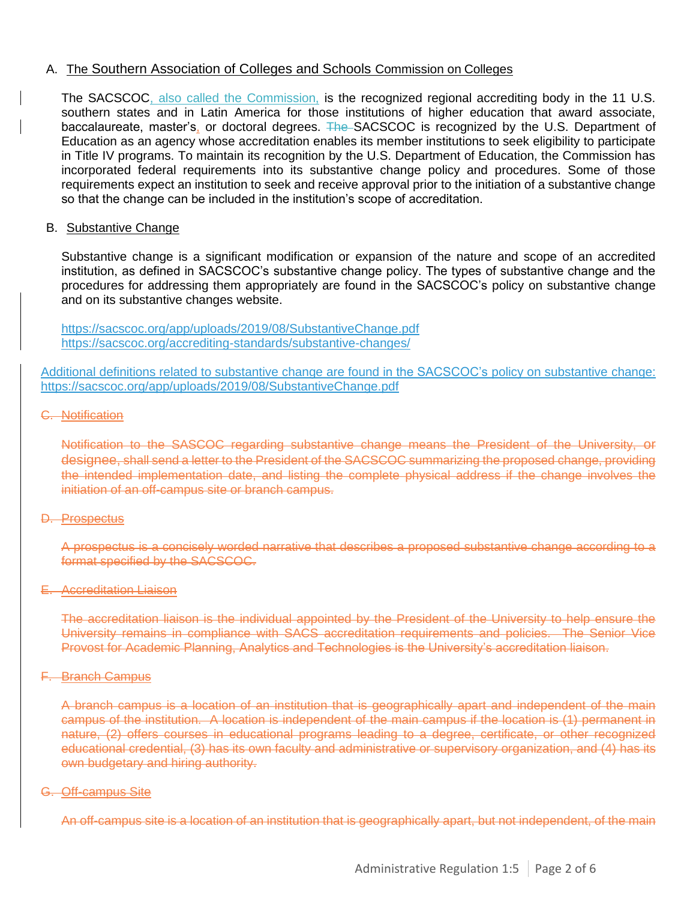A. The Southern Association of Colleges and Schools Commission on Colleges

The SACSCOC, also called the Commission, is the recognized regional accrediting body in the 11 U.S. southern states and in Latin America for those institutions of higher education that award associate, baccalaureate, master's, or doctoral degrees. ~~The~~ SACSCOC is recognized by the U.S. Department of Education as an agency whose accreditation enables its member institutions to seek eligibility to participate in Title IV programs. To maintain its recognition by the U.S. Department of Education, the Commission has incorporated federal requirements into its substantive change policy and procedures. Some of those requirements expect an institution to seek and receive approval prior to the initiation of a substantive change so that the change can be included in the institution's scope of accreditation.

B. Substantive Change

Substantive change is a significant modification or expansion of the nature and scope of an accredited institution, as defined in SACSCOC's substantive change policy. The types of substantive change and the procedures for addressing them appropriately are found in the SACSCOC's policy on substantive change and on its substantive changes website.

https://sacscoc.org/app/uploads/2019/08/SubstantiveChange.pdf
https://sacscoc.org/accrediting-standards/substantive-changes/

Additional definitions related to substantive change are found in the SACSCOC's policy on substantive change: https://sacscoc.org/app/uploads/2019/08/SubstantiveChange.pdf

~~C. Notification~~

~~Notification to the SASCOC regarding substantive change means the President of the University, or designee, shall send a letter to the President of the SACSCOC summarizing the proposed change, providing the intended implementation date, and listing the complete physical address if the change involves the initiation of an off-campus site or branch campus.~~

~~D. Prospectus~~

~~A prospectus is a concisely worded narrative that describes a proposed substantive change according to a format specified by the SACSCOC.~~

~~E. Accreditation Liaison~~

~~The accreditation liaison is the individual appointed by the President of the University to help ensure the University remains in compliance with SACS accreditation requirements and policies. The Senior Vice Provost for Academic Planning, Analytics and Technologies is the University's accreditation liaison.~~

~~F. Branch Campus~~

~~A branch campus is a location of an institution that is geographically apart and independent of the main campus of the institution. A location is independent of the main campus if the location is (1) permanent in nature, (2) offers courses in educational programs leading to a degree, certificate, or other recognized educational credential, (3) has its own faculty and administrative or supervisory organization, and (4) has its own budgetary and hiring authority.~~

~~G. Off-campus Site~~

~~An off-campus site is a location of an institution that is geographically apart, but not independent, of the main~~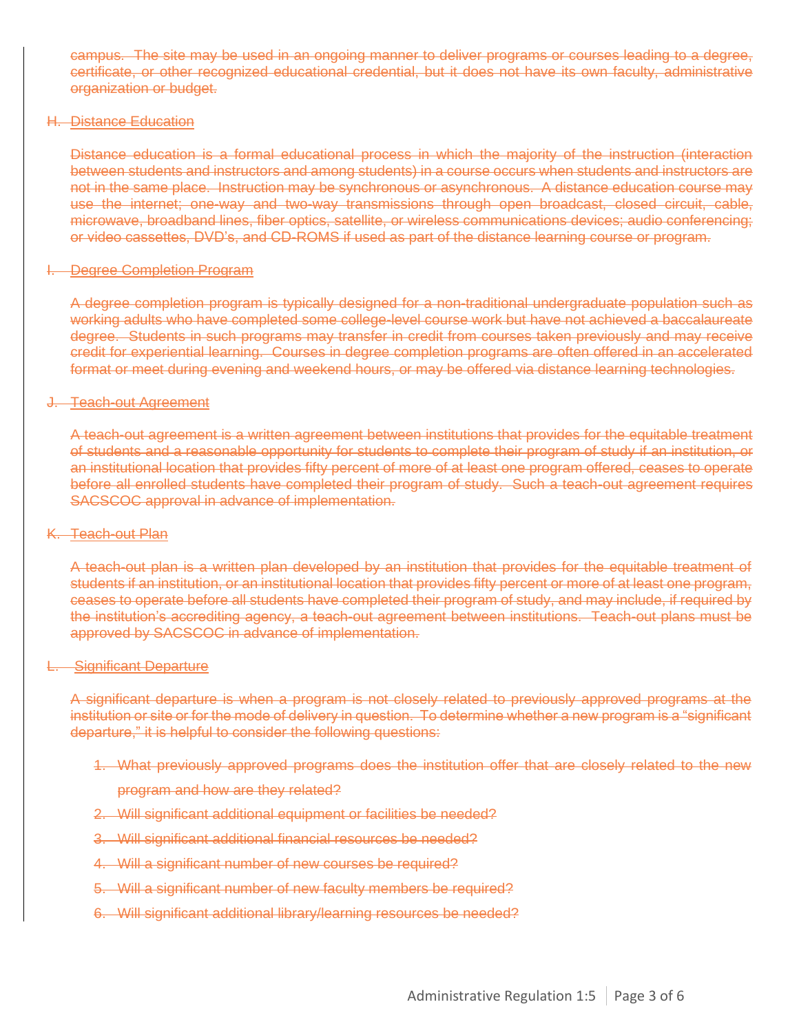~~campus. The site may be used in an ongoing manner to deliver programs or courses leading to a degree, certificate, or other recognized educational credential, but it does not have its own faculty, administrative organization or budget.~~

~~H. Distance Education~~

~~Distance education is a formal educational process in which the majority of the instruction (interaction between students and instructors and among students) in a course occurs when students and instructors are not in the same place. Instruction may be synchronous or asynchronous. A distance education course may use the internet; one-way and two-way transmissions through open broadcast, closed circuit, cable, microwave, broadband lines, fiber optics, satellite, or wireless communications devices; audio conferencing; or video cassettes, DVD's, and CD-ROMS if used as part of the distance learning course or program.~~

~~I. Degree Completion Program~~

~~A degree completion program is typically designed for a non-traditional undergraduate population such as working adults who have completed some college-level course work but have not achieved a baccalaureate degree. Students in such programs may transfer in credit from courses taken previously and may receive credit for experiential learning. Courses in degree completion programs are often offered in an accelerated format or meet during evening and weekend hours, or may be offered via distance learning technologies.~~

~~J. Teach-out Agreement~~

~~A teach-out agreement is a written agreement between institutions that provides for the equitable treatment of students and a reasonable opportunity for students to complete their program of study if an institution, or an institutional location that provides fifty percent of more of at least one program offered, ceases to operate before all enrolled students have completed their program of study. Such a teach-out agreement requires SACSCOC approval in advance of implementation.~~

~~K. Teach-out Plan~~

~~A teach-out plan is a written plan developed by an institution that provides for the equitable treatment of students if an institution, or an institutional location that provides fifty percent or more of at least one program, ceases to operate before all students have completed their program of study, and may include, if required by the institution's accrediting agency, a teach-out agreement between institutions. Teach-out plans must be approved by SACSCOC in advance of implementation.~~

~~L. Significant Departure~~

~~A significant departure is when a program is not closely related to previously approved programs at the institution or site or for the mode of delivery in question. To determine whether a new program is a "significant departure," it is helpful to consider the following questions:~~

1. ~~What previously approved programs does the institution offer that are closely related to the new program and how are they related?~~
2. ~~Will significant additional equipment or facilities be needed?~~
3. ~~Will significant additional financial resources be needed?~~
4. ~~Will a significant number of new courses be required?~~
5. ~~Will a significant number of new faculty members be required?~~
6. ~~Will significant additional library/learning resources be needed?~~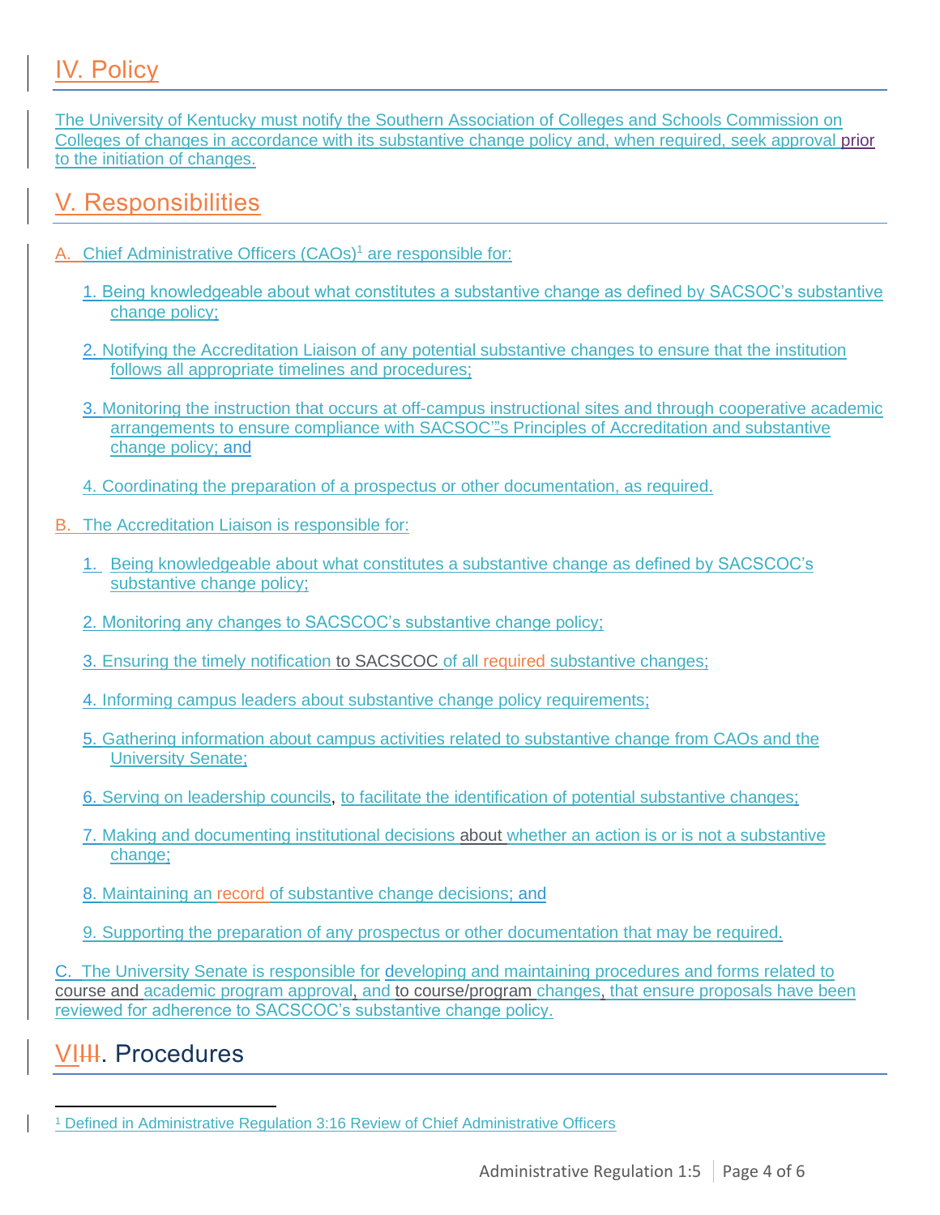## IV. Policy

The University of Kentucky must notify the Southern Association of Colleges and Schools Commission on Colleges of changes in accordance with its substantive change policy and, when required, seek approval prior to the initiation of changes.

## V. Responsibilities

A. Chief Administrative Officers (CAOs)[1] are responsible for:

1. Being knowledgeable about what constitutes a substantive change as defined by SACSOC's substantive change policy;

2. Notifying the Accreditation Liaison of any potential substantive changes to ensure that the institution follows all appropriate timelines and procedures;

3. Monitoring the instruction that occurs at off-campus instructional sites and through cooperative academic arrangements to ensure compliance with SACSOC'"s Principles of Accreditation and substantive change policy; and

4. Coordinating the preparation of a prospectus or other documentation, as required.

B. The Accreditation Liaison is responsible for:

1. Being knowledgeable about what constitutes a substantive change as defined by SACSCOC's substantive change policy;

2. Monitoring any changes to SACSCOC's substantive change policy;

3. Ensuring the timely notification to SACSCOC of all required substantive changes;

4. Informing campus leaders about substantive change policy requirements;

5. Gathering information about campus activities related to substantive change from CAOs and the University Senate;

6. Serving on leadership councils, to facilitate the identification of potential substantive changes;

7. Making and documenting institutional decisions about whether an action is or is not a substantive change;

8. Maintaining an record of substantive change decisions; and

9. Supporting the preparation of any prospectus or other documentation that may be required.

C. The University Senate is responsible for developing and maintaining procedures and forms related to course and academic program approval, and to course/program changes, that ensure proposals have been reviewed for adherence to SACSCOC's substantive change policy.

## VIIII. Procedures

[1] Defined in Administrative Regulation 3:16 Review of Chief Administrative Officers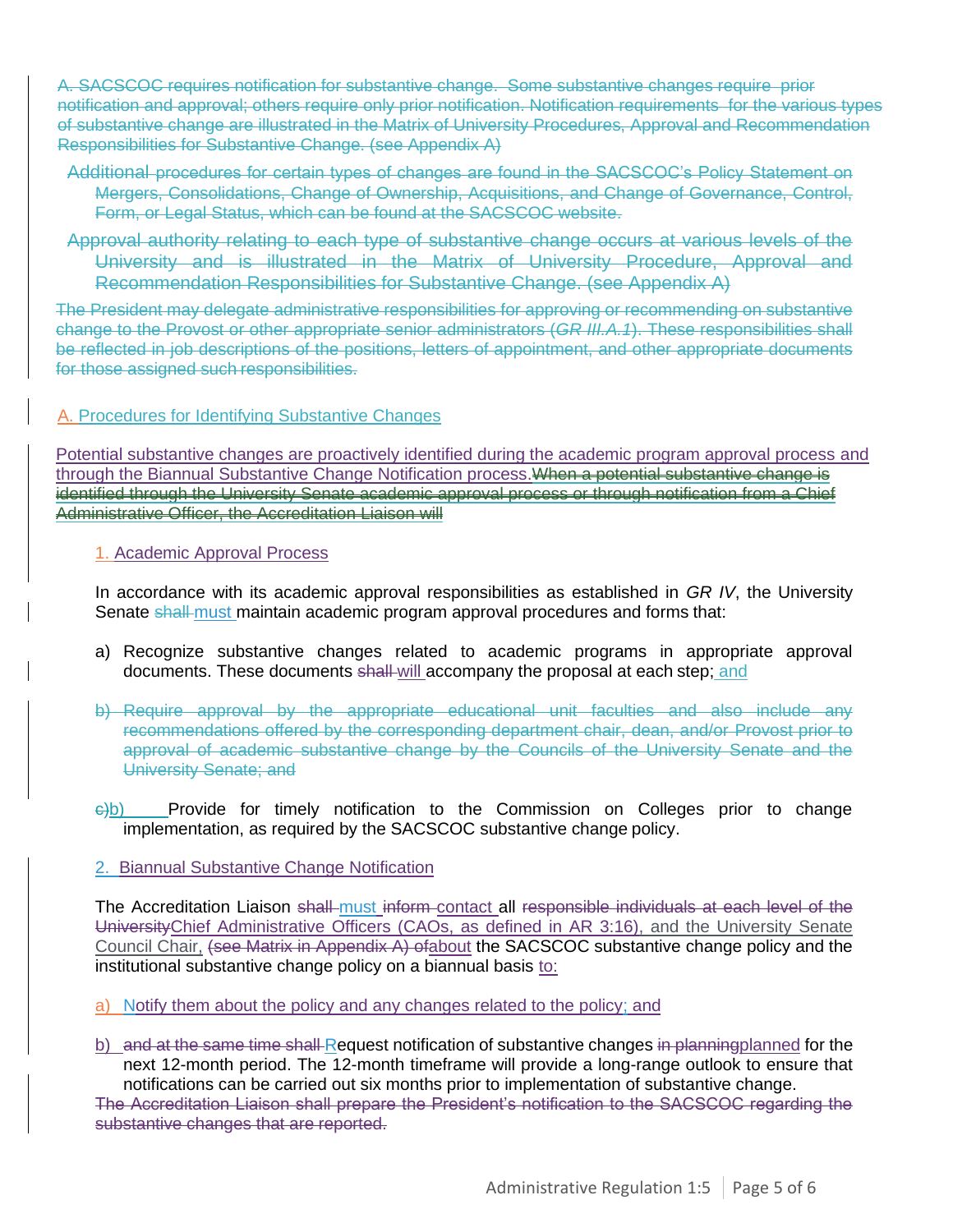~~A. SACSCOC requires notification for substantive change. Some substantive changes require prior notification and approval; others require only prior notification. Notification requirements for the various types of substantive change are illustrated in the Matrix of University Procedures, Approval and Recommendation Responsibilities for Substantive Change. (see Appendix A)~~

~~Additional procedures for certain types of changes are found in the SACSCOC's Policy Statement on Mergers, Consolidations, Change of Ownership, Acquisitions, and Change of Governance, Control, Form, or Legal Status, which can be found at the SACSCOC website.~~

~~Approval authority relating to each type of substantive change occurs at various levels of the University and is illustrated in the Matrix of University Procedure, Approval and Recommendation Responsibilities for Substantive Change. (see Appendix A)~~

~~The President may delegate administrative responsibilities for approving or recommending on substantive change to the Provost or other appropriate senior administrators (*GR III.A.1*). These responsibilities shall be reflected in job descriptions of the positions, letters of appointment, and other appropriate documents for those assigned such responsibilities.~~

A. Procedures for Identifying Substantive Changes

Potential substantive changes are proactively identified during the academic program approval process and through the Biannual Substantive Change Notification process.~~When a potential substantive change is identified through the University Senate academic approval process or through notification from a Chief Administrative Officer, the Accreditation Liaison will~~

1. Academic Approval Process

In accordance with its academic approval responsibilities as established in *GR IV*, the University Senate ~~shall~~ must maintain academic program approval procedures and forms that:

a) Recognize substantive changes related to academic programs in appropriate approval documents. These documents ~~shall~~ will accompany the proposal at each step; and

~~b) Require approval by the appropriate educational unit faculties and also include any recommendations offered by the corresponding department chair, dean, and/or Provost prior to approval of academic substantive change by the Councils of the University Senate and the University Senate; and~~

~~c)~~b) Provide for timely notification to the Commission on Colleges prior to change implementation, as required by the SACSCOC substantive change policy.

2. Biannual Substantive Change Notification

The Accreditation Liaison ~~shall~~ must ~~inform~~ contact all ~~responsible individuals at each level of the University~~Chief Administrative Officers (CAOs, as defined in AR 3:16), and the University Senate Council Chair, ~~(see Matrix in Appendix A) of~~about the SACSCOC substantive change policy and the institutional substantive change policy on a biannual basis to:

a) Notify them about the policy and any changes related to the policy; and

b) ~~and at the same time shall~~ Request notification of substantive changes ~~in planning~~planned for the next 12-month period. The 12-month timeframe will provide a long-range outlook to ensure that notifications can be carried out six months prior to implementation of substantive change.

~~The Accreditation Liaison shall prepare the President's notification to the SACSCOC regarding the substantive changes that are reported.~~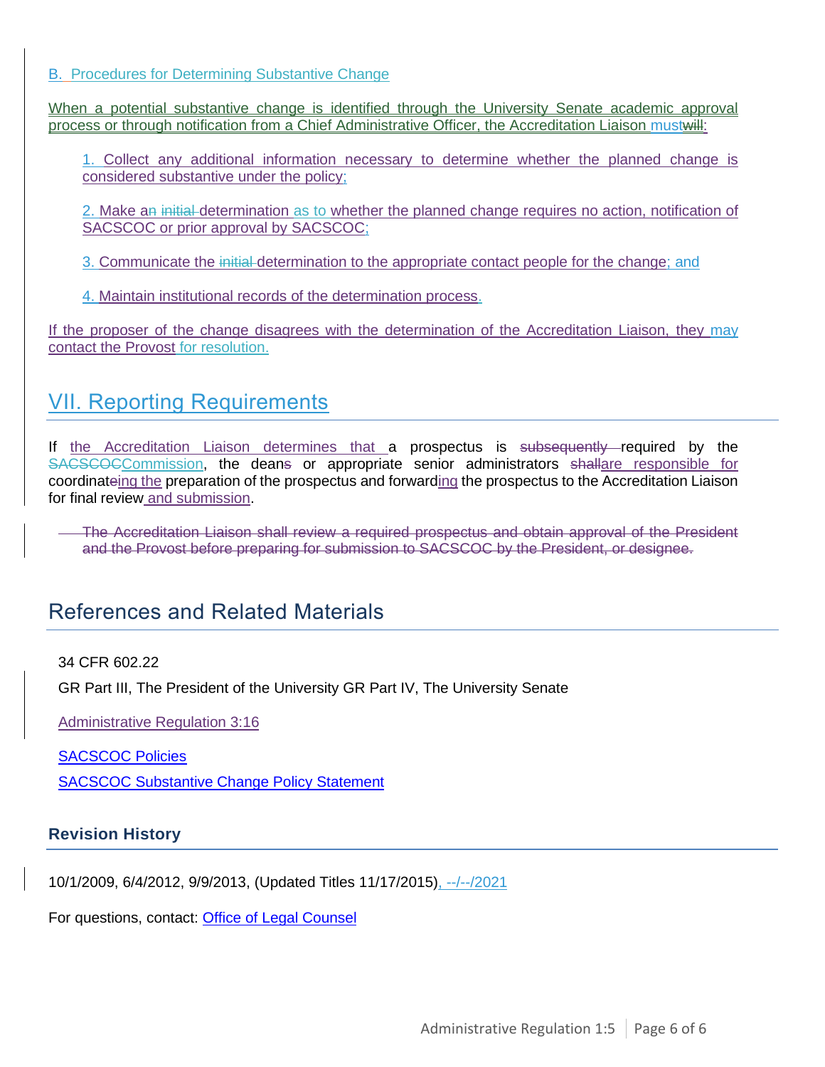B. Procedures for Determining Substantive Change

When a potential substantive change is identified through the University Senate academic approval process or through notification from a Chief Administrative Officer, the Accreditation Liaison must~~will~~:

1. Collect any additional information necessary to determine whether the planned change is considered substantive under the policy;

2. Make a~~n~~ ~~initial~~ determination as to whether the planned change requires no action, notification of SACSCOC or prior approval by SACSCOC;

3. Communicate the ~~initial~~ determination to the appropriate contact people for the change; and

4. Maintain institutional records of the determination process.

If the proposer of the change disagrees with the determination of the Accreditation Liaison, they may contact the Provost for resolution.

# VII. Reporting Requirements

If the Accreditation Liaison determines that a prospectus is ~~subsequently~~ required by the ~~SACSCOC~~Commission, the dean~~s~~ or appropriate senior administrators ~~shall~~are responsible for coordinat~~e~~ing the preparation of the prospectus and forwarding the prospectus to the Accreditation Liaison for final review and submission.

~~The Accreditation Liaison shall review a required prospectus and obtain approval of the President and the Provost before preparing for submission to SACSCOC by the President, or designee.~~

# References and Related Materials

34 CFR 602.22

GR Part III, The President of the University GR Part IV, The University Senate

Administrative Regulation 3:16

SACSCOC Policies

SACSCOC Substantive Change Policy Statement

## Revision History

10/1/2009, 6/4/2012, 9/9/2013, (Updated Titles 11/17/2015), --/--/2021

For questions, contact: Office of Legal Counsel